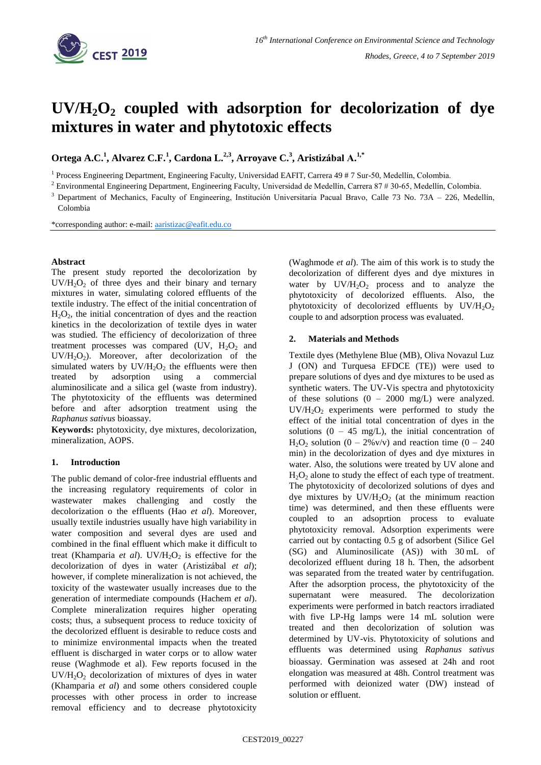# $UV/H_2O_2$ coupled with adsorption for decolorization of dye mixtures in water and phytotoxic effects

**Ortega A.C.[1], Alvarez C.F.[1], Cardona L.[2,3], Arroyave C.[3], Aristizábal A.[1,*]**

[1] Process Engineering Department, Engineering Faculty, Universidad EAFIT, Carrera 49 # 7 Sur-50, Medellín, Colombia.

[2] Environmental Engineering Department, Engineering Faculty, Universidad de Medellín, Carrera 87 # 30-65, Medellín, Colombia.

[3] Department of Mechanics, Faculty of Engineering, Institución Universitaria Pacual Bravo, Calle 73 No. 73A – 226, Medellín, Colombia

*corresponding author: e-mail: aaristizac@eafit.edu.co

## Abstract

The present study reported the decolorization by $UV/H_2O_2$ of three dyes and their binary and ternary mixtures in water, simulating colored effluents of the textile industry. The effect of the initial concentration of $H_2O_2$, the initial concentration of dyes and the reaction kinetics in the decolorization of textile dyes in water was studied. The efficiency of decolorization of three treatment processes was compared (UV, $H_2O_2$ and $UV/H_2O_2$). Moreover, after decolorization of the simulated waters by $UV/H_2O_2$ the effluents were then treated by adsorption using a commercial aluminosilicate and a silica gel (waste from industry). The phytotoxicity of the effluents was determined before and after adsorption treatment using the *Raphanus sativus* bioassay.

**Keywords:** phytotoxicity, dye mixtures, decolorization, mineralization, AOPS.

## 1. Introduction

The public demand of color-free industrial effluents and the increasing regulatory requirements of color in wastewater makes challenging and costly the decolorization o the effluents (Hao *et al*). Moreover, usually textile industries usually have high variability in water composition and several dyes are used and combined in the final effluent which make it difficult to treat (Khamparia *et al*). $UV/H_2O_2$ is effective for the decolorization of dyes in water (Aristizábal *et al*); however, if complete mineralization is not achieved, the toxicity of the wastewater usually increases due to the generation of intermediate compounds (Hachem *et al*). Complete mineralization requires higher operating costs; thus, a subsequent process to reduce toxicity of the decolorized effluent is desirable to reduce costs and to minimize environmental impacts when the treated effluent is discharged in water corps or to allow water reuse (Waghmode et al). Few reports focused in the $UV/H_2O_2$ decolorization of mixtures of dyes in water (Khamparia *et al*) and some others considered couple processes with other process in order to increase removal efficiency and to decrease phytotoxicity (Waghmode *et al*). The aim of this work is to study the decolorization of different dyes and dye mixtures in water by $UV/H_2O_2$ process and to analyze the phytotoxicity of decolorized effluents. Also, the phytotoxicity of decolorized effluents by $UV/H_2O_2$ couple to and adsorption process was evaluated.

## 2. Materials and Methods

Textile dyes (Methylene Blue (MB), Oliva Novazul Luz J (ON) and Turquesa EFDCE (TE)) were used to prepare solutions of dyes and dye mixtures to be used as synthetic waters. The UV-Vis spectra and phytotoxicity of these solutions (0 – 2000 mg/L) were analyzed. $UV/H_2O_2$ experiments were performed to study the effect of the initial total concentration of dyes in the solutions (0 – 45 mg/L), the initial concentration of $H_2O_2$ solution (0 – 2%v/v) and reaction time (0 – 240 min) in the decolorization of dyes and dye mixtures in water. Also, the solutions were treated by UV alone and $H_2O_2$ alone to study the effect of each type of treatment. The phytotoxicity of decolorized solutions of dyes and dye mixtures by $UV/H_2O_2$ (at the minimum reaction time) was determined, and then these effluents were coupled to an adsoprtion process to evaluate phytotoxicity removal. Adsorption experiments were carried out by contacting 0.5 g of adsorbent (Silice Gel (SG) and Aluminosilicate (AS)) with 30 mL of decolorized effluent during 18 h. Then, the adsorbent was separated from the treated water by centrifugation. After the adsorption process, the phytotoxicity of the supernatant were measured. The decolorization experiments were performed in batch reactors irradiated with five LP-Hg lamps were 14 mL solution were treated and then decolorization of solution was determined by UV-vis. Phytotoxicity of solutions and effluents was determined using *Raphanus sativus* bioassay. Germination was assesed at 24h and root elongation was measured at 48h. Control treatment was performed with deionized water (DW) instead of solution or effluent.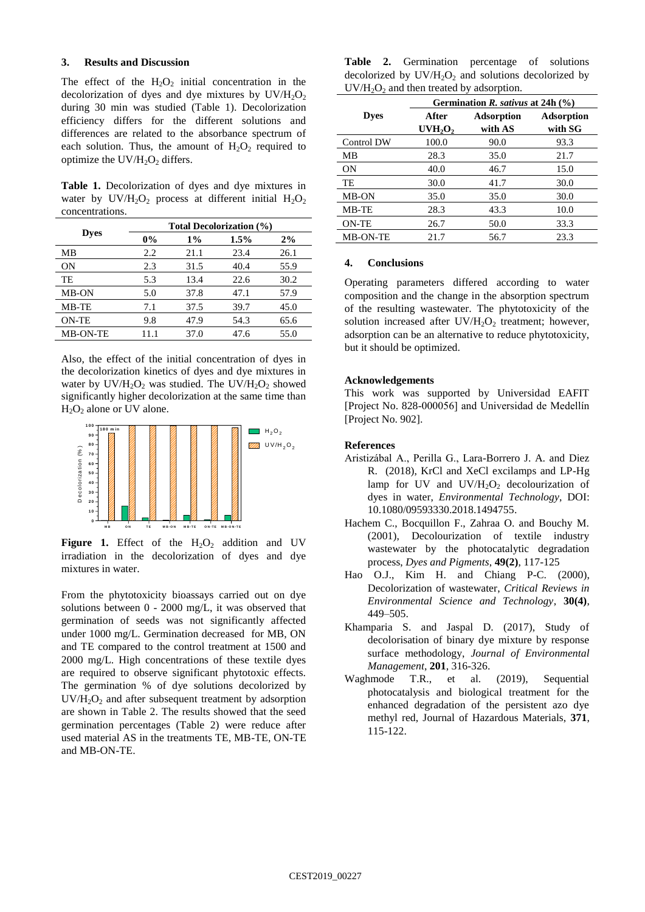## 3. Results and Discussion

The effect of the $H_2O_2$ initial concentration in the decolorization of dyes and dye mixtures by $UV/H_2O_2$ during 30 min was studied (Table 1). Decolorization efficiency differs for the different solutions and differences are related to the absorbance spectrum of each solution. Thus, the amount of $H_2O_2$ required to optimize the $UV/H_2O_2$ differs.

**Table 1.** Decolorization of dyes and dye mixtures in water by $UV/H_2O_2$ process at different initial $H_2O_2$ concentrations.

| Dyes | Total Decolorization (%) | | | |
|---|---|---|---|---|
| | **0%** | **1%** | **1.5%** | **2%** |
| MB | 2.2 | 21.1 | 23.4 | 26.1 |
| ON | 2.3 | 31.5 | 40.4 | 55.9 |
| TE | 5.3 | 13.4 | 22.6 | 30.2 |
| MB-ON | 5.0 | 37.8 | 47.1 | 57.9 |
| MB-TE | 7.1 | 37.5 | 39.7 | 45.0 |
| ON-TE | 9.8 | 47.9 | 54.3 | 65.6 |
| MB-ON-TE | 11.1 | 37.0 | 47.6 | 55.0 |

Also, the effect of the initial concentration of dyes in the decolorization kinetics of dyes and dye mixtures in water by $UV/H_2O_2$ was studied. The $UV/H_2O_2$ showed significantly higher decolorization at the same time than $H_2O_2$ alone or UV alone.

180 min

Decolorization (%)

0 10 20 30 40 50 60 70 80 90 100

MB ON TE MB-ON MB-TE ON-TE MB-ON-TE

$H_2O_2$

$UV/H_2O_2$

**Figure 1.** Effect of the $H_2O_2$ addition and UV irradiation in the decolorization of dyes and dye mixtures in water.

From the phytotoxicity bioassays carried out on dye solutions between 0 - 2000 mg/L, it was observed that germination of seeds was not significantly affected under 1000 mg/L. Germination decreased for MB, ON and TE compared to the control treatment at 1500 and 2000 mg/L. High concentrations of these textile dyes are required to observe significant phytotoxic effects. The germination % of dye solutions decolorized by $UV/H_2O_2$ and after subsequent treatment by adsorption are shown in Table 2. The results showed that the seed germination percentages (Table 2) were reduce after used material AS in the treatments TE, MB-TE, ON-TE and MB-ON-TE.

**Table 2.** Germination percentage of solutions decolorized by $UV/H_2O_2$ and solutions decolorized by $UV/H_2O_2$ and then treated by adsorption.

| Dyes | Germination *R. sativus* at 24h (%) | | |
|---|---|---|---|
| | **After $UVH_2O_2$** | **Adsorption with AS** | **Adsorption with SG** |
| Control DW | 100.0 | 90.0 | 93.3 |
| MB | 28.3 | 35.0 | 21.7 |
| ON | 40.0 | 46.7 | 15.0 |
| TE | 30.0 | 41.7 | 30.0 |
| MB-ON | 35.0 | 35.0 | 30.0 |
| MB-TE | 28.3 | 43.3 | 10.0 |
| ON-TE | 26.7 | 50.0 | 33.3 |
| MB-ON-TE | 21.7 | 56.7 | 23.3 |

## 4. Conclusions

Operating parameters differed according to water composition and the change in the absorption spectrum of the resulting wastewater. The phytotoxicity of the solution increased after $UV/H_2O_2$ treatment; however, adsorption can be an alternative to reduce phytotoxicity, but it should be optimized.

### Acknowledgements

This work was supported by Universidad EAFIT [Project No. 828-000056] and Universidad de Medellín [Project No. 902].

### References

Aristizábal A., Perilla G., Lara-Borrero J. A. and Diez R. (2018), KrCl and XeCl excilamps and LP-Hg lamp for UV and $UV/H_2O_2$ decolourization of dyes in water, *Environmental Technology*, DOI: 10.1080/09593330.2018.1494755.

Hachem C., Bocquillon F., Zahraa O. and Bouchy M. (2001), Decolourization of textile industry wastewater by the photocatalytic degradation process, *Dyes and Pigments*, **49(2)**, 117-125

Hao O.J., Kim H. and Chiang P-C. (2000), Decolorization of wastewater, *Critical Reviews in Environmental Science and Technology*, **30(4)**, 449–505.

Khamparia S. and Jaspal D. (2017), Study of decolorisation of binary dye mixture by response surface methodology, *Journal of Environmental Management*, **201**, 316-326.

Waghmode T.R., et al. (2019), Sequential photocatalysis and biological treatment for the enhanced degradation of the persistent azo dye methyl red, Journal of Hazardous Materials, **371**, 115-122.